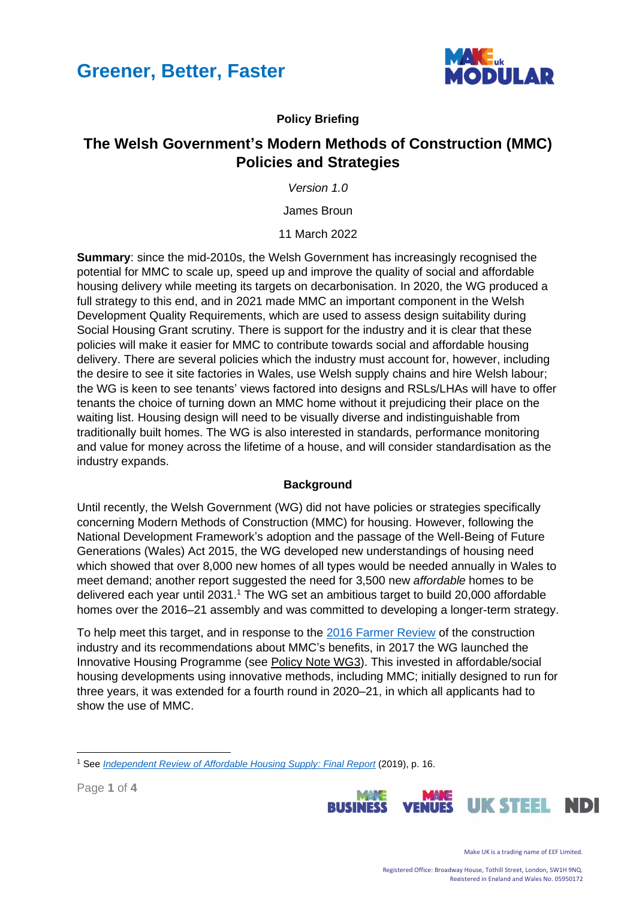# Greener, Better, Faster

**Policy Briefing**

## The Welsh Government's Modern Methods of Construction (MMC) Policies and Strategies

*Version 1.0*

James Broun

11 March 2022

**Summary**: since the mid-2010s, the Welsh Government has increasingly recognised the potential for MMC to scale up, speed up and improve the quality of social and affordable housing delivery while meeting its targets on decarbonisation. In 2020, the WG produced a full strategy to this end, and in 2021 made MMC an important component in the Welsh Development Quality Requirements, which are used to assess design suitability during Social Housing Grant scrutiny. There is support for the industry and it is clear that these policies will make it easier for MMC to contribute towards social and affordable housing delivery. There are several policies which the industry must account for, however, including the desire to see it site factories in Wales, use Welsh supply chains and hire Welsh labour; the WG is keen to see tenants' views factored into designs and RSLs/LHAs will have to offer tenants the choice of turning down an MMC home without it prejudicing their place on the waiting list. Housing design will need to be visually diverse and indistinguishable from traditionally built homes. The WG is also interested in standards, performance monitoring and value for money across the lifetime of a house, and will consider standardisation as the industry expands.

### Background

Until recently, the Welsh Government (WG) did not have policies or strategies specifically concerning Modern Methods of Construction (MMC) for housing. However, following the National Development Framework's adoption and the passage of the Well-Being of Future Generations (Wales) Act 2015, the WG developed new understandings of housing need which showed that over 8,000 new homes of all types would be needed annually in Wales to meet demand; another report suggested the need for 3,500 new *affordable* homes to be delivered each year until 2031.[1] The WG set an ambitious target to build 20,000 affordable homes over the 2016–21 assembly and was committed to developing a longer-term strategy.

To help meet this target, and in response to the 2016 Farmer Review of the construction industry and its recommendations about MMC's benefits, in 2017 the WG launched the Innovative Housing Programme (see Policy Note WG3). This invested in affordable/social housing developments using innovative methods, including MMC; initially designed to run for three years, it was extended for a fourth round in 2020–21, in which all applicants had to show the use of MMC.

---

[1] See *Independent Review of Affordable Housing Supply: Final Report* (2019), p. 16.

Make UK is a trading name of EEF Limited.

Registered Office: Broadway House, Tothill Street, London, SW1H 9NQ.
Registered in England and Wales No. 05950172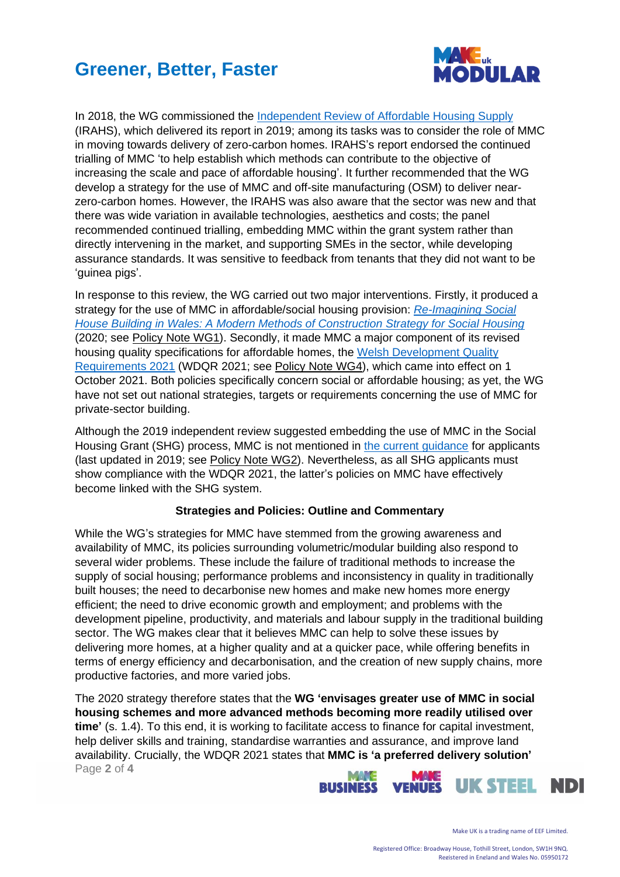In 2018, the WG commissioned the Independent Review of Affordable Housing Supply (IRAHS), which delivered its report in 2019; among its tasks was to consider the role of MMC in moving towards delivery of zero-carbon homes. IRAHS's report endorsed the continued trialling of MMC 'to help establish which methods can contribute to the objective of increasing the scale and pace of affordable housing'. It further recommended that the WG develop a strategy for the use of MMC and off-site manufacturing (OSM) to deliver near-zero-carbon homes. However, the IRAHS was also aware that the sector was new and that there was wide variation in available technologies, aesthetics and costs; the panel recommended continued trialling, embedding MMC within the grant system rather than directly intervening in the market, and supporting SMEs in the sector, while developing assurance standards. It was sensitive to feedback from tenants that they did not want to be 'guinea pigs'.

In response to this review, the WG carried out two major interventions. Firstly, it produced a strategy for the use of MMC in affordable/social housing provision: *Re-Imagining Social House Building in Wales: A Modern Methods of Construction Strategy for Social Housing* (2020; see Policy Note WG1). Secondly, it made MMC a major component of its revised housing quality specifications for affordable homes, the Welsh Development Quality Requirements 2021 (WDQR 2021; see Policy Note WG4), which came into effect on 1 October 2021. Both policies specifically concern social or affordable housing; as yet, the WG have not set out national strategies, targets or requirements concerning the use of MMC for private-sector building.

Although the 2019 independent review suggested embedding the use of MMC in the Social Housing Grant (SHG) process, MMC is not mentioned in the current guidance for applicants (last updated in 2019; see Policy Note WG2). Nevertheless, as all SHG applicants must show compliance with the WDQR 2021, the latter's policies on MMC have effectively become linked with the SHG system.

**Strategies and Policies: Outline and Commentary**

While the WG's strategies for MMC have stemmed from the growing awareness and availability of MMC, its policies surrounding volumetric/modular building also respond to several wider problems. These include the failure of traditional methods to increase the supply of social housing; performance problems and inconsistency in quality in traditionally built houses; the need to decarbonise new homes and make new homes more energy efficient; the need to drive economic growth and employment; and problems with the development pipeline, productivity, and materials and labour supply in the traditional building sector. The WG makes clear that it believes MMC can help to solve these issues by delivering more homes, at a higher quality and at a quicker pace, while offering benefits in terms of energy efficiency and decarbonisation, and the creation of new supply chains, more productive factories, and more varied jobs.

The 2020 strategy therefore states that the **WG 'envisages greater use of MMC in social housing schemes and more advanced methods becoming more readily utilised over time'** (s. 1.4). To this end, it is working to facilitate access to finance for capital investment, help deliver skills and training, standardise warranties and assurance, and improve land availability. Crucially, the WDQR 2021 states that **MMC is 'a preferred delivery solution'**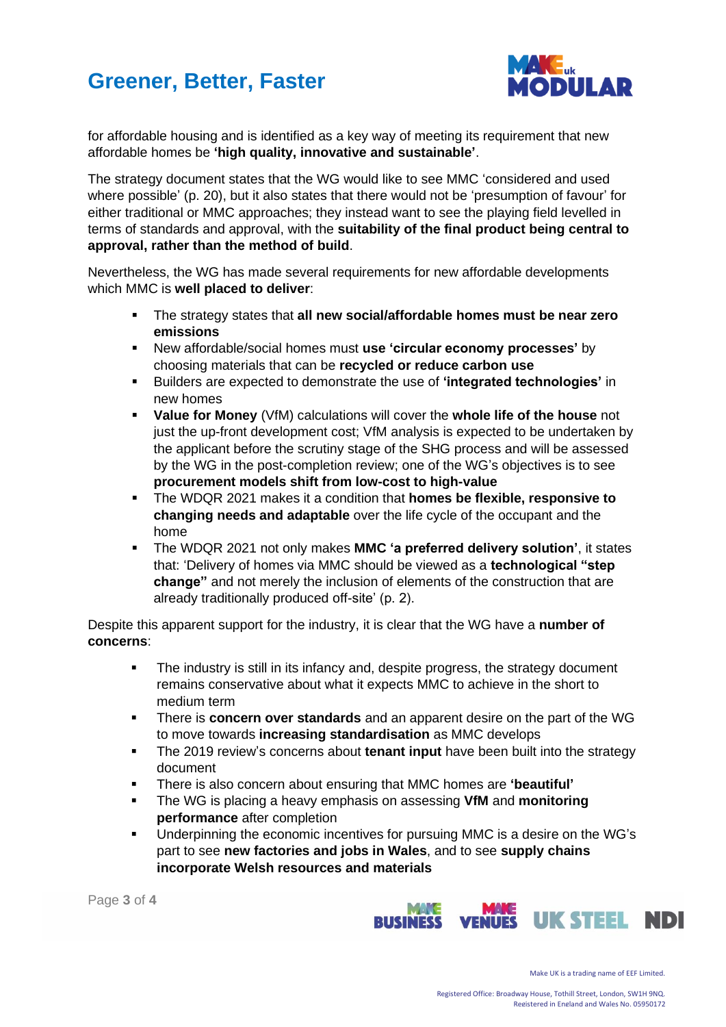for affordable housing and is identified as a key way of meeting its requirement that new affordable homes be **'high quality, innovative and sustainable'**.

The strategy document states that the WG would like to see MMC 'considered and used where possible' (p. 20), but it also states that there would not be 'presumption of favour' for either traditional or MMC approaches; they instead want to see the playing field levelled in terms of standards and approval, with the **suitability of the final product being central to approval, rather than the method of build**.

Nevertheless, the WG has made several requirements for new affordable developments which MMC is **well placed to deliver**:

- The strategy states that **all new social/affordable homes must be near zero emissions**
- New affordable/social homes must **use 'circular economy processes'** by choosing materials that can be **recycled or reduce carbon use**
- Builders are expected to demonstrate the use of **'integrated technologies'** in new homes
- **Value for Money** (VfM) calculations will cover the **whole life of the house** not just the up-front development cost; VfM analysis is expected to be undertaken by the applicant before the scrutiny stage of the SHG process and will be assessed by the WG in the post-completion review; one of the WG's objectives is to see **procurement models shift from low-cost to high-value**
- The WDQR 2021 makes it a condition that **homes be flexible, responsive to changing needs and adaptable** over the life cycle of the occupant and the home
- The WDQR 2021 not only makes **MMC 'a preferred delivery solution'**, it states that: 'Delivery of homes via MMC should be viewed as a **technological "step change"** and not merely the inclusion of elements of the construction that are already traditionally produced off-site' (p. 2).

Despite this apparent support for the industry, it is clear that the WG have a **number of concerns**:

- The industry is still in its infancy and, despite progress, the strategy document remains conservative about what it expects MMC to achieve in the short to medium term
- There is **concern over standards** and an apparent desire on the part of the WG to move towards **increasing standardisation** as MMC develops
- The 2019 review's concerns about **tenant input** have been built into the strategy document
- There is also concern about ensuring that MMC homes are **'beautiful'**
- The WG is placing a heavy emphasis on assessing **VfM** and **monitoring performance** after completion
- Underpinning the economic incentives for pursuing MMC is a desire on the WG's part to see **new factories and jobs in Wales**, and to see **supply chains incorporate Welsh resources and materials**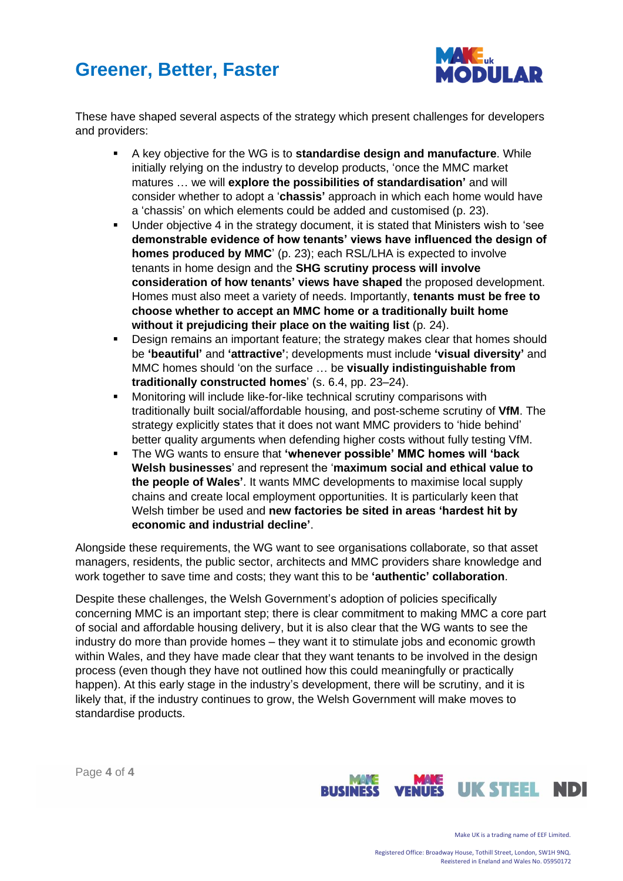These have shaped several aspects of the strategy which present challenges for developers and providers:

- A key objective for the WG is to **standardise design and manufacture**. While initially relying on the industry to develop products, 'once the MMC market matures … we will **explore the possibilities of standardisation'** and will consider whether to adopt a '**chassis'** approach in which each home would have a 'chassis' on which elements could be added and customised (p. 23).
- Under objective 4 in the strategy document, it is stated that Ministers wish to 'see **demonstrable evidence of how tenants' views have influenced the design of homes produced by MMC**' (p. 23); each RSL/LHA is expected to involve tenants in home design and the **SHG scrutiny process will involve consideration of how tenants' views have shaped** the proposed development. Homes must also meet a variety of needs. Importantly, **tenants must be free to choose whether to accept an MMC home or a traditionally built home without it prejudicing their place on the waiting list** (p. 24).
- Design remains an important feature; the strategy makes clear that homes should be **'beautiful'** and **'attractive'**; developments must include **'visual diversity'** and MMC homes should 'on the surface … be **visually indistinguishable from traditionally constructed homes**' (s. 6.4, pp. 23–24).
- Monitoring will include like-for-like technical scrutiny comparisons with traditionally built social/affordable housing, and post-scheme scrutiny of **VfM**. The strategy explicitly states that it does not want MMC providers to 'hide behind' better quality arguments when defending higher costs without fully testing VfM.
- The WG wants to ensure that **'whenever possible' MMC homes will 'back Welsh businesses**' and represent the '**maximum social and ethical value to the people of Wales'**. It wants MMC developments to maximise local supply chains and create local employment opportunities. It is particularly keen that Welsh timber be used and **new factories be sited in areas 'hardest hit by economic and industrial decline'**.

Alongside these requirements, the WG want to see organisations collaborate, so that asset managers, residents, the public sector, architects and MMC providers share knowledge and work together to save time and costs; they want this to be **'authentic' collaboration**.

Despite these challenges, the Welsh Government's adoption of policies specifically concerning MMC is an important step; there is clear commitment to making MMC a core part of social and affordable housing delivery, but it is also clear that the WG wants to see the industry do more than provide homes – they want it to stimulate jobs and economic growth within Wales, and they have made clear that they want tenants to be involved in the design process (even though they have not outlined how this could meaningfully or practically happen). At this early stage in the industry's development, there will be scrutiny, and it is likely that, if the industry continues to grow, the Welsh Government will make moves to standardise products.